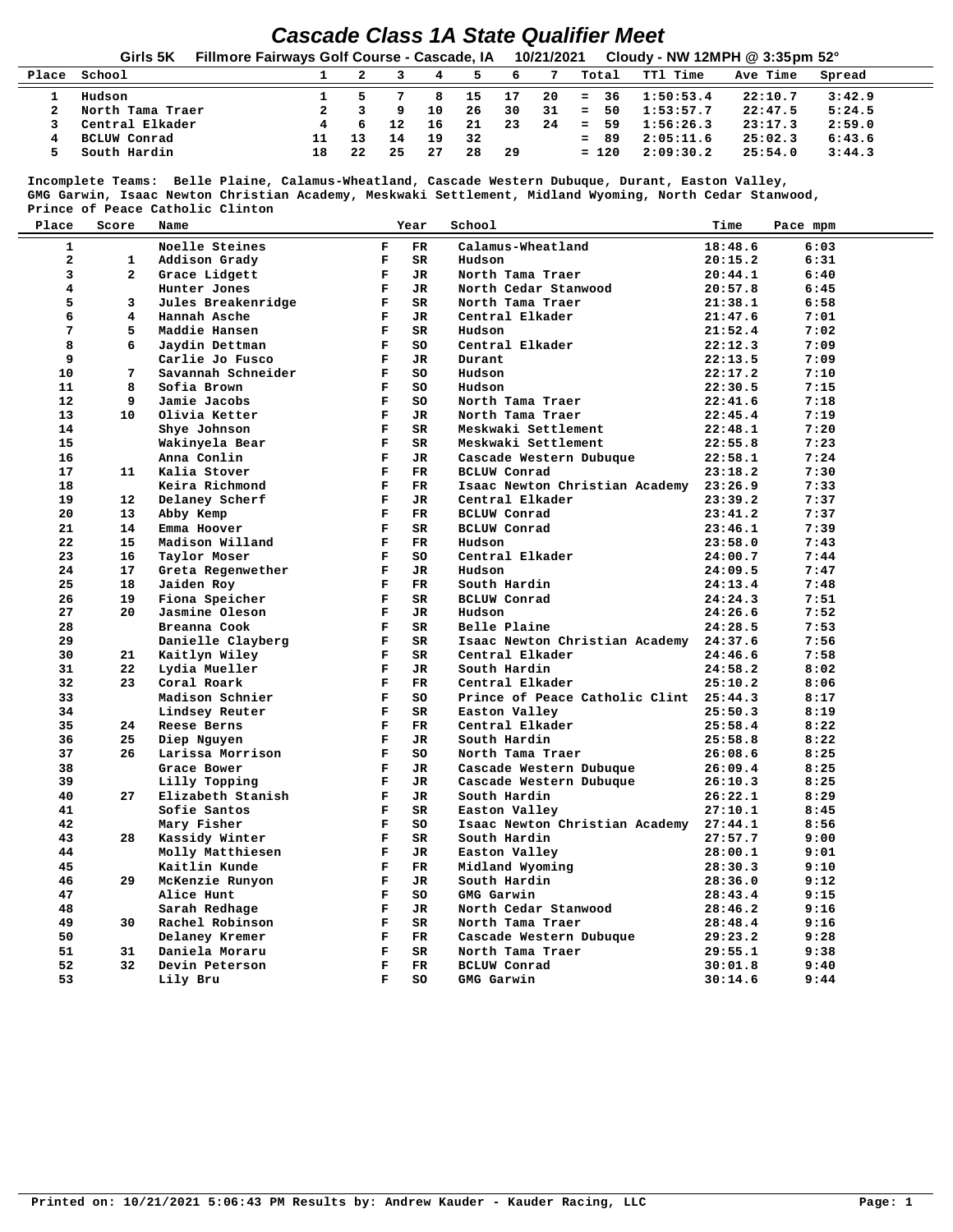# Cascade Class 1A State Qualifier Meet

**Girls 5K   Fillmore Fairways Golf Course - Cascade, IA   10/21/2021   Cloudy - NW 12MPH @ 3:35pm 52°**

| Place | School | 1 | 2 | 3 | 4 | 5 | 6 | 7 | Total | TTl Time | Ave Time | Spread |
|---|---|---|---|---|---|---|---|---|---|---|---|---|
| 1 | Hudson | 1 | 5 | 7 | 8 | 15 | 17 | 20 | = 36 | 1:50:53.4 | 22:10.7 | 3:42.9 |
| 2 | North Tama Traer | 2 | 3 | 9 | 10 | 26 | 30 | 31 | = 50 | 1:53:57.7 | 22:47.5 | 5:24.5 |
| 3 | Central Elkader | 4 | 6 | 12 | 16 | 21 | 23 | 24 | = 59 | 1:56:26.3 | 23:17.3 | 2:59.0 |
| 4 | BCLUW Conrad | 11 | 13 | 14 | 19 | 32 | | | = 89 | 2:05:11.6 | 25:02.3 | 6:43.6 |
| 5 | South Hardin | 18 | 22 | 25 | 27 | 28 | 29 | | = 120 | 2:09:30.2 | 25:54.0 | 3:44.3 |

Incomplete Teams: Belle Plaine, Calamus-Wheatland, Cascade Western Dubuque, Durant, Easton Valley, GMG Garwin, Isaac Newton Christian Academy, Meskwaki Settlement, Midland Wyoming, North Cedar Stanwood, Prince of Peace Catholic Clinton

| Place | Score | Name | | Year | School | Time | Pace mpm |
|---|---|---|---|---|---|---|---|
| 1 | | Noelle Steines | F | FR | Calamus-Wheatland | 18:48.6 | 6:03 |
| 2 | 1 | Addison Grady | F | SR | Hudson | 20:15.2 | 6:31 |
| 3 | 2 | Grace Lidgett | F | JR | North Tama Traer | 20:44.1 | 6:40 |
| 4 | | Hunter Jones | F | JR | North Cedar Stanwood | 20:57.8 | 6:45 |
| 5 | 3 | Jules Breakenridge | F | SR | North Tama Traer | 21:38.1 | 6:58 |
| 6 | 4 | Hannah Asche | F | JR | Central Elkader | 21:47.6 | 7:01 |
| 7 | 5 | Maddie Hansen | F | SR | Hudson | 21:52.4 | 7:02 |
| 8 | 6 | Jaydin Dettman | F | SO | Central Elkader | 22:12.3 | 7:09 |
| 9 | | Carlie Jo Fusco | F | JR | Durant | 22:13.5 | 7:09 |
| 10 | 7 | Savannah Schneider | F | SO | Hudson | 22:17.2 | 7:10 |
| 11 | 8 | Sofia Brown | F | SO | Hudson | 22:30.5 | 7:15 |
| 12 | 9 | Jamie Jacobs | F | SO | North Tama Traer | 22:41.6 | 7:18 |
| 13 | 10 | Olivia Ketter | F | JR | North Tama Traer | 22:45.4 | 7:19 |
| 14 | | Shye Johnson | F | SR | Meskwaki Settlement | 22:48.1 | 7:20 |
| 15 | | Wakinyela Bear | F | SR | Meskwaki Settlement | 22:55.8 | 7:23 |
| 16 | | Anna Conlin | F | JR | Cascade Western Dubuque | 22:58.1 | 7:24 |
| 17 | 11 | Kalia Stover | F | FR | BCLUW Conrad | 23:18.2 | 7:30 |
| 18 | | Keira Richmond | F | FR | Isaac Newton Christian Academy | 23:26.9 | 7:33 |
| 19 | 12 | Delaney Scherf | F | JR | Central Elkader | 23:39.2 | 7:37 |
| 20 | 13 | Abby Kemp | F | FR | BCLUW Conrad | 23:41.2 | 7:37 |
| 21 | 14 | Emma Hoover | F | SR | BCLUW Conrad | 23:46.1 | 7:39 |
| 22 | 15 | Madison Willand | F | FR | Hudson | 23:58.0 | 7:43 |
| 23 | 16 | Taylor Moser | F | SO | Central Elkader | 24:00.7 | 7:44 |
| 24 | 17 | Greta Regenwether | F | JR | Hudson | 24:09.5 | 7:47 |
| 25 | 18 | Jaiden Roy | F | FR | South Hardin | 24:13.4 | 7:48 |
| 26 | 19 | Fiona Speicher | F | SR | BCLUW Conrad | 24:24.3 | 7:51 |
| 27 | 20 | Jasmine Oleson | F | JR | Hudson | 24:26.6 | 7:52 |
| 28 | | Breanna Cook | F | SR | Belle Plaine | 24:28.5 | 7:53 |
| 29 | | Danielle Clayberg | F | SR | Isaac Newton Christian Academy | 24:37.6 | 7:56 |
| 30 | 21 | Kaitlyn Wiley | F | SR | Central Elkader | 24:46.6 | 7:58 |
| 31 | 22 | Lydia Mueller | F | JR | South Hardin | 24:58.2 | 8:02 |
| 32 | 23 | Coral Roark | F | FR | Central Elkader | 25:10.2 | 8:06 |
| 33 | | Madison Schnier | F | SO | Prince of Peace Catholic Clint | 25:44.3 | 8:17 |
| 34 | | Lindsey Reuter | F | SR | Easton Valley | 25:50.3 | 8:19 |
| 35 | 24 | Reese Berns | F | FR | Central Elkader | 25:58.4 | 8:22 |
| 36 | 25 | Diep Nguyen | F | JR | South Hardin | 25:58.8 | 8:22 |
| 37 | 26 | Larissa Morrison | F | SO | North Tama Traer | 26:08.6 | 8:25 |
| 38 | | Grace Bower | F | JR | Cascade Western Dubuque | 26:09.4 | 8:25 |
| 39 | | Lilly Topping | F | JR | Cascade Western Dubuque | 26:10.3 | 8:25 |
| 40 | 27 | Elizabeth Stanish | F | JR | South Hardin | 26:22.1 | 8:29 |
| 41 | | Sofie Santos | F | SR | Easton Valley | 27:10.1 | 8:45 |
| 42 | | Mary Fisher | F | SO | Isaac Newton Christian Academy | 27:44.1 | 8:56 |
| 43 | 28 | Kassidy Winter | F | SR | South Hardin | 27:57.7 | 9:00 |
| 44 | | Molly Matthiesen | F | JR | Easton Valley | 28:00.1 | 9:01 |
| 45 | | Kaitlin Kunde | F | FR | Midland Wyoming | 28:30.3 | 9:10 |
| 46 | 29 | McKenzie Runyon | F | JR | South Hardin | 28:36.0 | 9:12 |
| 47 | | Alice Hunt | F | SO | GMG Garwin | 28:43.4 | 9:15 |
| 48 | | Sarah Redhage | F | JR | North Cedar Stanwood | 28:46.2 | 9:16 |
| 49 | 30 | Rachel Robinson | F | SR | North Tama Traer | 28:48.4 | 9:16 |
| 50 | | Delaney Kremer | F | FR | Cascade Western Dubuque | 29:23.2 | 9:28 |
| 51 | 31 | Daniela Moraru | F | SR | North Tama Traer | 29:55.1 | 9:38 |
| 52 | 32 | Devin Peterson | F | FR | BCLUW Conrad | 30:01.8 | 9:40 |
| 53 | | Lily Bru | F | SO | GMG Garwin | 30:14.6 | 9:44 |

Printed on: 10/21/2021 5:06:43 PM Results by: Andrew Kauder - Kauder Racing, LLC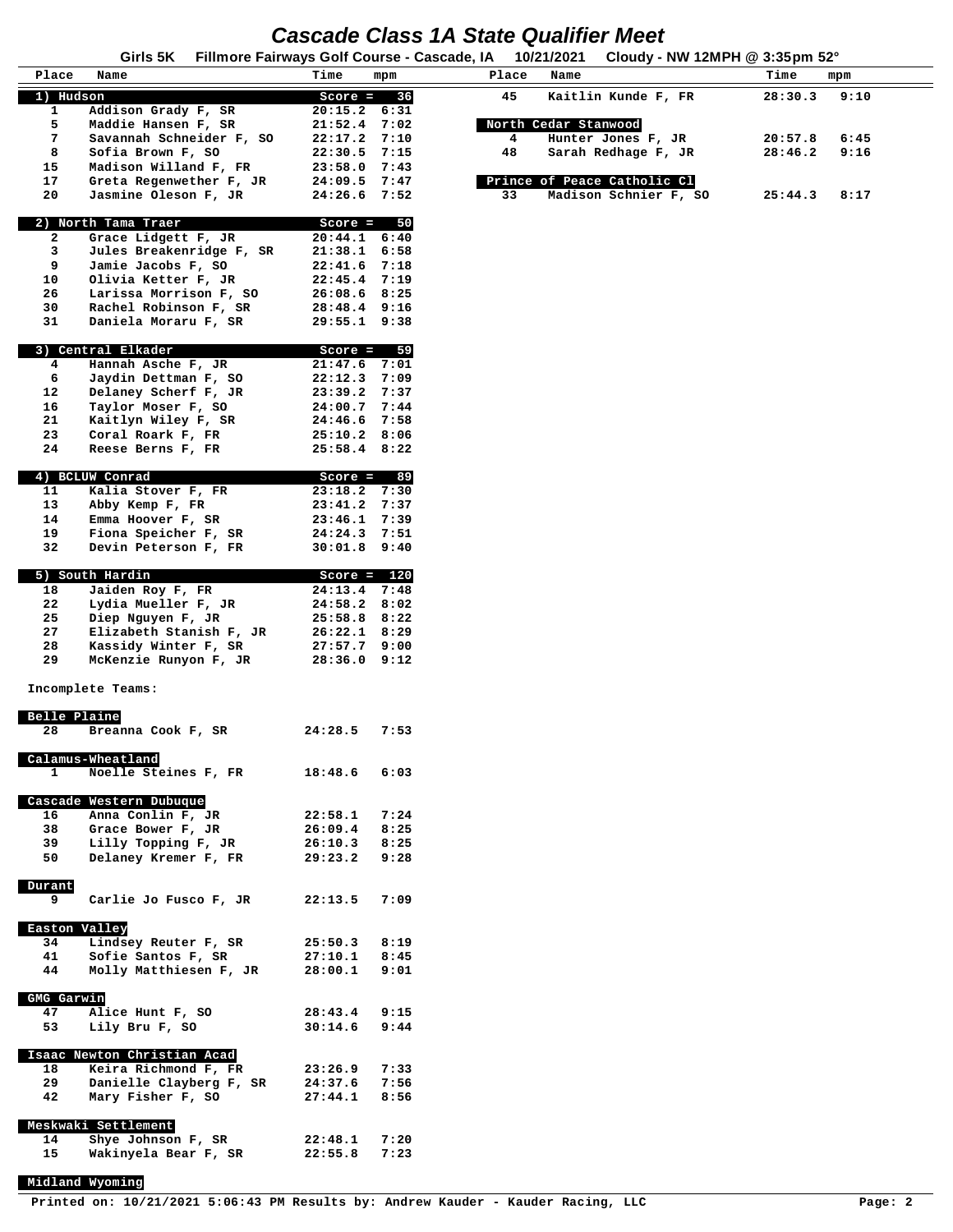# Cascade Class 1A State Qualifier Meet

**Girls 5K** Fillmore Fairways Golf Course - Cascade, IA 10/21/2021 Cloudy - NW 12MPH @ 3:35pm 52°

| Place | Name | Time | mpm |
|---|---|---|---|
| **1) Hudson** | | **Score =** | **36** |
| 1 | Addison Grady F, SR | 20:15.2 | 6:31 |
| 5 | Maddie Hansen F, SR | 21:52.4 | 7:02 |
| 7 | Savannah Schneider F, SO | 22:17.2 | 7:10 |
| 8 | Sofia Brown F, SO | 22:30.5 | 7:15 |
| 15 | Madison Willand F, FR | 23:58.0 | 7:43 |
| 17 | Greta Regenwether F, JR | 24:09.5 | 7:47 |
| 20 | Jasmine Oleson F, JR | 24:26.6 | 7:52 |
| **2) North Tama Traer** | | **Score =** | **50** |
| 2 | Grace Lidgett F, JR | 20:44.1 | 6:40 |
| 3 | Jules Breakenridge F, SR | 21:38.1 | 6:58 |
| 9 | Jamie Jacobs F, SO | 22:41.6 | 7:18 |
| 10 | Olivia Ketter F, JR | 22:45.4 | 7:19 |
| 26 | Larissa Morrison F, SO | 26:08.6 | 8:25 |
| 30 | Rachel Robinson F, SR | 28:48.4 | 9:16 |
| 31 | Daniela Moraru F, SR | 29:55.1 | 9:38 |
| **3) Central Elkader** | | **Score =** | **59** |
| 4 | Hannah Asche F, JR | 21:47.6 | 7:01 |
| 6 | Jaydin Dettman F, SO | 22:12.3 | 7:09 |
| 12 | Delaney Scherf F, JR | 23:39.2 | 7:37 |
| 16 | Taylor Moser F, SO | 24:00.7 | 7:44 |
| 21 | Kaitlyn Wiley F, SR | 24:46.6 | 7:58 |
| 23 | Coral Roark F, FR | 25:10.2 | 8:06 |
| 24 | Reese Berns F, FR | 25:58.4 | 8:22 |
| **4) BCLUW Conrad** | | **Score =** | **89** |
| 11 | Kalia Stover F, FR | 23:18.2 | 7:30 |
| 13 | Abby Kemp F, FR | 23:41.2 | 7:37 |
| 14 | Emma Hoover F, SR | 23:46.1 | 7:39 |
| 19 | Fiona Speicher F, SR | 24:24.3 | 7:51 |
| 32 | Devin Peterson F, FR | 30:01.8 | 9:40 |
| **5) South Hardin** | | **Score =** | **120** |
| 18 | Jaiden Roy F, FR | 24:13.4 | 7:48 |
| 22 | Lydia Mueller F, JR | 24:58.2 | 8:02 |
| 25 | Diep Nguyen F, JR | 25:58.8 | 8:22 |
| 27 | Elizabeth Stanish F, JR | 26:22.1 | 8:29 |
| 28 | Kassidy Winter F, SR | 27:57.7 | 9:00 |
| 29 | McKenzie Runyon F, JR | 28:36.0 | 9:12 |

**Incomplete Teams:**

| Place | Name | Time | mpm |
|---|---|---|---|
| **Belle Plaine** | | | |
| 28 | Breanna Cook F, SR | 24:28.5 | 7:53 |
| **Calamus-Wheatland** | | | |
| 1 | Noelle Steines F, FR | 18:48.6 | 6:03 |
| **Cascade Western Dubuque** | | | |
| 16 | Anna Conlin F, JR | 22:58.1 | 7:24 |
| 38 | Grace Bower F, JR | 26:09.4 | 8:25 |
| 39 | Lilly Topping F, JR | 26:10.3 | 8:25 |
| 50 | Delaney Kremer F, FR | 29:23.2 | 9:28 |
| **Durant** | | | |
| 9 | Carlie Jo Fusco F, JR | 22:13.5 | 7:09 |
| **Easton Valley** | | | |
| 34 | Lindsey Reuter F, SR | 25:50.3 | 8:19 |
| 41 | Sofie Santos F, SR | 27:10.1 | 8:45 |
| 44 | Molly Matthiesen F, JR | 28:00.1 | 9:01 |
| **GMG Garwin** | | | |
| 47 | Alice Hunt F, SO | 28:43.4 | 9:15 |
| 53 | Lily Bru F, SO | 30:14.6 | 9:44 |
| **Isaac Newton Christian Acad** | | | |
| 18 | Keira Richmond F, FR | 23:26.9 | 7:33 |
| 29 | Danielle Clayberg F, SR | 24:37.6 | 7:56 |
| 42 | Mary Fisher F, SO | 27:44.1 | 8:56 |
| **Meskwaki Settlement** | | | |
| 14 | Shye Johnson F, SR | 22:48.1 | 7:20 |
| 15 | Wakinyela Bear F, SR | 22:55.8 | 7:23 |
| **Midland Wyoming** | | | |
| 45 | Kaitlin Kunde F, FR | 28:30.3 | 9:10 |
| **North Cedar Stanwood** | | | |
| 4 | Hunter Jones F, JR | 20:57.8 | 6:45 |
| 48 | Sarah Redhage F, JR | 28:46.2 | 9:16 |
| **Prince of Peace Catholic Cl** | | | |
| 33 | Madison Schnier F, SO | 25:44.3 | 8:17 |

Printed on: 10/21/2021 5:06:43 PM Results by: Andrew Kauder - Kauder Racing, LLC